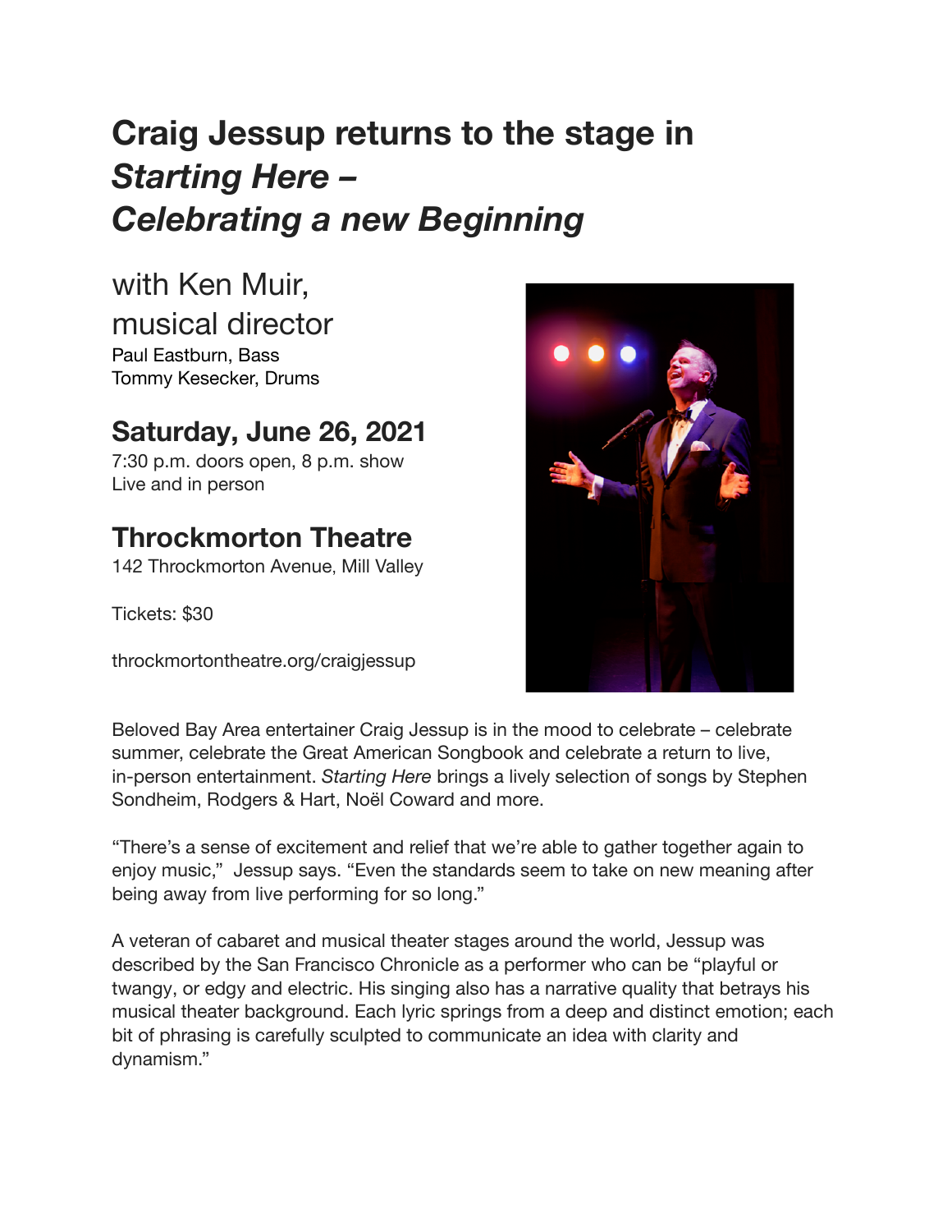# Craig Jessup returns to the stage in *Starting Here – Celebrating a new Beginning*

with Ken Muir,
musical director

Paul Eastburn, Bass
Tommy Kesecker, Drums

## Saturday, June 26, 2021

7:30 p.m. doors open, 8 p.m. show
Live and in person

## Throckmorton Theatre

142 Throckmorton Avenue, Mill Valley

Tickets: $30

throckmortontheatre.org/craigjessup

Beloved Bay Area entertainer Craig Jessup is in the mood to celebrate – celebrate summer, celebrate the Great American Songbook and celebrate a return to live, in-person entertainment. *Starting Here* brings a lively selection of songs by Stephen Sondheim, Rodgers & Hart, Noël Coward and more.

"There's a sense of excitement and relief that we're able to gather together again to enjoy music," Jessup says. "Even the standards seem to take on new meaning after being away from live performing for so long."

A veteran of cabaret and musical theater stages around the world, Jessup was described by the San Francisco Chronicle as a performer who can be "playful or twangy, or edgy and electric. His singing also has a narrative quality that betrays his musical theater background. Each lyric springs from a deep and distinct emotion; each bit of phrasing is carefully sculpted to communicate an idea with clarity and dynamism."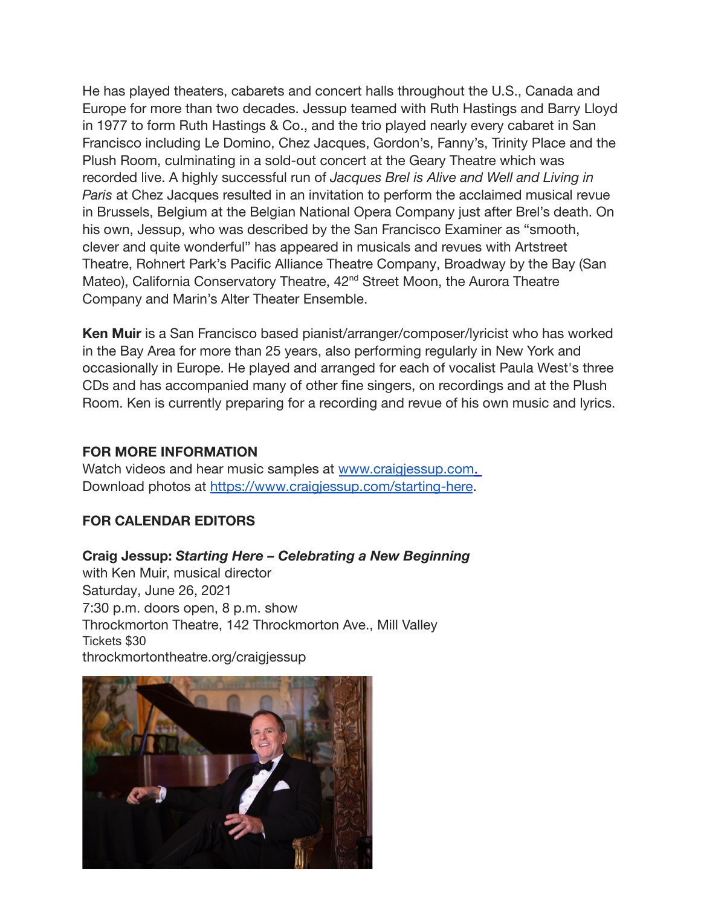He has played theaters, cabarets and concert halls throughout the U.S., Canada and Europe for more than two decades. Jessup teamed with Ruth Hastings and Barry Lloyd in 1977 to form Ruth Hastings & Co., and the trio played nearly every cabaret in San Francisco including Le Domino, Chez Jacques, Gordon's, Fanny's, Trinity Place and the Plush Room, culminating in a sold-out concert at the Geary Theatre which was recorded live. A highly successful run of *Jacques Brel is Alive and Well and Living in Paris* at Chez Jacques resulted in an invitation to perform the acclaimed musical revue in Brussels, Belgium at the Belgian National Opera Company just after Brel's death. On his own, Jessup, who was described by the San Francisco Examiner as "smooth, clever and quite wonderful" has appeared in musicals and revues with Artstreet Theatre, Rohnert Park's Pacific Alliance Theatre Company, Broadway by the Bay (San Mateo), California Conservatory Theatre, 42nd Street Moon, the Aurora Theatre Company and Marin's Alter Theater Ensemble.

**Ken Muir** is a San Francisco based pianist/arranger/composer/lyricist who has worked in the Bay Area for more than 25 years, also performing regularly in New York and occasionally in Europe. He played and arranged for each of vocalist Paula West's three CDs and has accompanied many of other fine singers, on recordings and at the Plush Room. Ken is currently preparing for a recording and revue of his own music and lyrics.

**FOR MORE INFORMATION**

Watch videos and hear music samples at [www.craigjessup.com.](http://www.craigjessup.com)
Download photos at [https://www.craigjessup.com/starting-here](https://www.craigjessup.com/starting-here).

**FOR CALENDAR EDITORS**

**Craig Jessup: *Starting Here – Celebrating a New Beginning***
with Ken Muir, musical director
Saturday, June 26, 2021
7:30 p.m. doors open, 8 p.m. show
Throckmorton Theatre, 142 Throckmorton Ave., Mill Valley
Tickets $30
throckmortontheatre.org/craigjessup